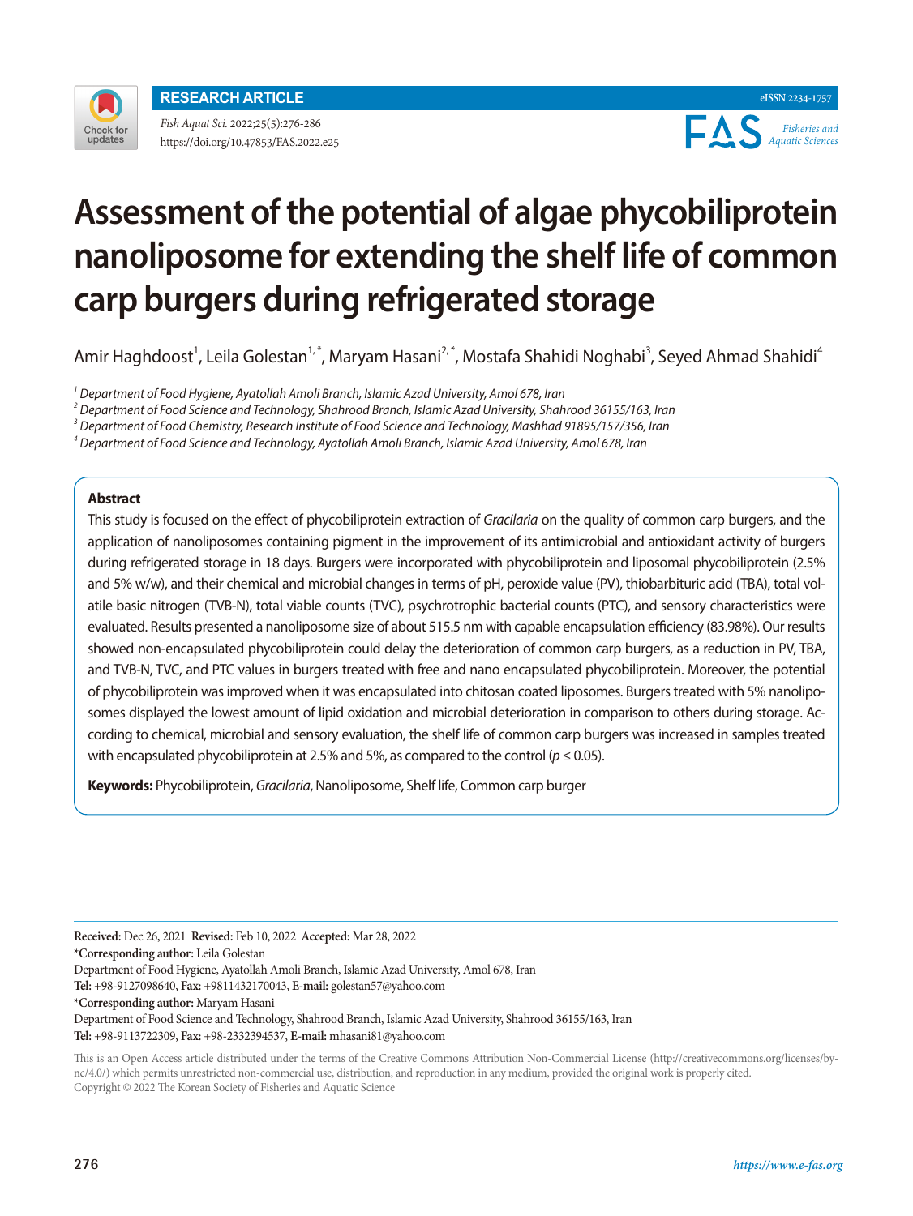RESEARCH ARTICLE

# Assessment of the potential of algae phycobiliprotein nanoliposome for extending the shelf life of common carp burgers during refrigerated storage

Amir Haghdoost[1], Leila Golestan[1,*], Maryam Hasani[2,*], Mostafa Shahidi Noghabi[3], Seyed Ahmad Shahidi[4]

*[1] Department of Food Hygiene, Ayatollah Amoli Branch, Islamic Azad University, Amol 678, Iran*
*[2] Department of Food Science and Technology, Shahrood Branch, Islamic Azad University, Shahrood 36155/163, Iran*
*[3] Department of Food Chemistry, Research Institute of Food Science and Technology, Mashhad 91895/157/356, Iran*
*[4] Department of Food Science and Technology, Ayatollah Amoli Branch, Islamic Azad University, Amol 678, Iran*

## Abstract

This study is focused on the effect of phycobiliprotein extraction of *Gracilaria* on the quality of common carp burgers, and the application of nanoliposomes containing pigment in the improvement of its antimicrobial and antioxidant activity of burgers during refrigerated storage in 18 days. Burgers were incorporated with phycobiliprotein and liposomal phycobiliprotein (2.5% and 5% w/w), and their chemical and microbial changes in terms of pH, peroxide value (PV), thiobarbituric acid (TBA), total volatile basic nitrogen (TVB-N), total viable counts (TVC), psychrotrophic bacterial counts (PTC), and sensory characteristics were evaluated. Results presented a nanoliposome size of about 515.5 nm with capable encapsulation efficiency (83.98%). Our results showed non-encapsulated phycobiliprotein could delay the deterioration of common carp burgers, as a reduction in PV, TBA, and TVB-N, TVC, and PTC values in burgers treated with free and nano encapsulated phycobiliprotein. Moreover, the potential of phycobiliprotein was improved when it was encapsulated into chitosan coated liposomes. Burgers treated with 5% nanoliposomes displayed the lowest amount of lipid oxidation and microbial deterioration in comparison to others during storage. According to chemical, microbial and sensory evaluation, the shelf life of common carp burgers was increased in samples treated with encapsulated phycobiliprotein at 2.5% and 5%, as compared to the control ($p \leq 0.05$).

**Keywords:** Phycobiliprotein, *Gracilaria*, Nanoliposome, Shelf life, Common carp burger

**Received:** Dec 26, 2021 **Revised:** Feb 10, 2022 **Accepted:** Mar 28, 2022

***Corresponding author:** Leila Golestan
Department of Food Hygiene, Ayatollah Amoli Branch, Islamic Azad University, Amol 678, Iran
**Tel:** +98-9127098640, **Fax:** +9811432170043, **E-mail:** golestan57@yahoo.com

***Corresponding author:** Maryam Hasani
Department of Food Science and Technology, Shahrood Branch, Islamic Azad University, Shahrood 36155/163, Iran
**Tel:** +98-9113722309, **Fax:** +98-2332394537, **E-mail:** mhasani81@yahoo.com

This is an Open Access article distributed under the terms of the Creative Commons Attribution Non-Commercial License (http://creativecommons.org/licenses/by-nc/4.0/) which permits unrestricted non-commercial use, distribution, and reproduction in any medium, provided the original work is properly cited.
Copyright © 2022 The Korean Society of Fisheries and Aquatic Science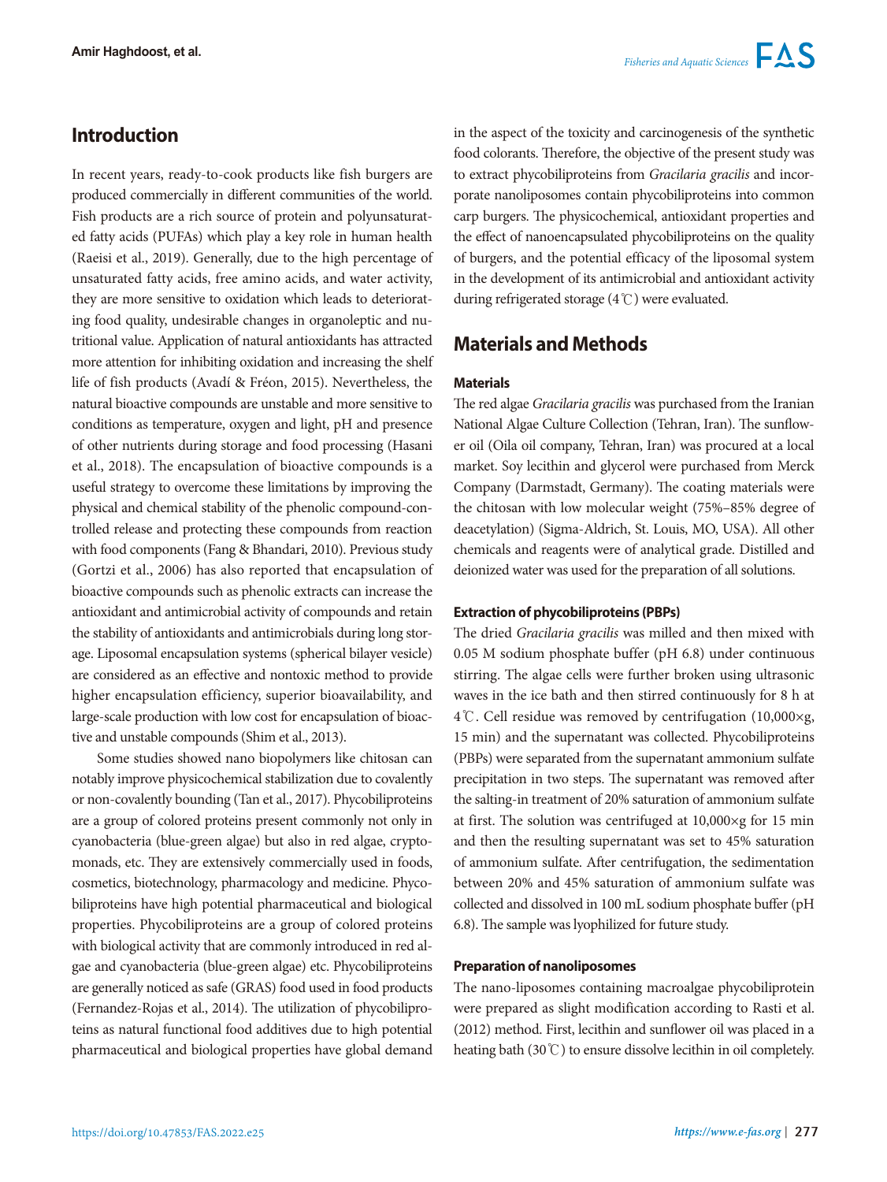## Introduction

In recent years, ready-to-cook products like fish burgers are produced commercially in different communities of the world. Fish products are a rich source of protein and polyunsaturated fatty acids (PUFAs) which play a key role in human health (Raeisi et al., 2019). Generally, due to the high percentage of unsaturated fatty acids, free amino acids, and water activity, they are more sensitive to oxidation which leads to deteriorating food quality, undesirable changes in organoleptic and nutritional value. Application of natural antioxidants has attracted more attention for inhibiting oxidation and increasing the shelf life of fish products (Avadí & Fréon, 2015). Nevertheless, the natural bioactive compounds are unstable and more sensitive to conditions as temperature, oxygen and light, pH and presence of other nutrients during storage and food processing (Hasani et al., 2018). The encapsulation of bioactive compounds is a useful strategy to overcome these limitations by improving the physical and chemical stability of the phenolic compound-controlled release and protecting these compounds from reaction with food components (Fang & Bhandari, 2010). Previous study (Gortzi et al., 2006) has also reported that encapsulation of bioactive compounds such as phenolic extracts can increase the antioxidant and antimicrobial activity of compounds and retain the stability of antioxidants and antimicrobials during long storage. Liposomal encapsulation systems (spherical bilayer vesicle) are considered as an effective and nontoxic method to provide higher encapsulation efficiency, superior bioavailability, and large-scale production with low cost for encapsulation of bioactive and unstable compounds (Shim et al., 2013).

Some studies showed nano biopolymers like chitosan can notably improve physicochemical stabilization due to covalently or non-covalently bounding (Tan et al., 2017). Phycobiliproteins are a group of colored proteins present commonly not only in cyanobacteria (blue-green algae) but also in red algae, cryptomonads, etc. They are extensively commercially used in foods, cosmetics, biotechnology, pharmacology and medicine. Phycobiliproteins have high potential pharmaceutical and biological properties. Phycobiliproteins are a group of colored proteins with biological activity that are commonly introduced in red algae and cyanobacteria (blue-green algae) etc. Phycobiliproteins are generally noticed as safe (GRAS) food used in food products (Fernandez-Rojas et al., 2014). The utilization of phycobiliproteins as natural functional food additives due to high potential pharmaceutical and biological properties have global demand in the aspect of the toxicity and carcinogenesis of the synthetic food colorants. Therefore, the objective of the present study was to extract phycobiliproteins from *Gracilaria gracilis* and incorporate nanoliposomes contain phycobiliproteins into common carp burgers. The physicochemical, antioxidant properties and the effect of nanoencapsulated phycobiliproteins on the quality of burgers, and the potential efficacy of the liposomal system in the development of its antimicrobial and antioxidant activity during refrigerated storage (4℃) were evaluated.

## Materials and Methods

### Materials

The red algae *Gracilaria gracilis* was purchased from the Iranian National Algae Culture Collection (Tehran, Iran). The sunflower oil (Oila oil company, Tehran, Iran) was procured at a local market. Soy lecithin and glycerol were purchased from Merck Company (Darmstadt, Germany). The coating materials were the chitosan with low molecular weight (75%–85% degree of deacetylation) (Sigma-Aldrich, St. Louis, MO, USA). All other chemicals and reagents were of analytical grade. Distilled and deionized water was used for the preparation of all solutions.

### Extraction of phycobiliproteins (PBPs)

The dried *Gracilaria gracilis* was milled and then mixed with 0.05 M sodium phosphate buffer (pH 6.8) under continuous stirring. The algae cells were further broken using ultrasonic waves in the ice bath and then stirred continuously for 8 h at 4℃. Cell residue was removed by centrifugation (10,000×g, 15 min) and the supernatant was collected. Phycobiliproteins (PBPs) were separated from the supernatant ammonium sulfate precipitation in two steps. The supernatant was removed after the salting-in treatment of 20% saturation of ammonium sulfate at first. The solution was centrifuged at 10,000×g for 15 min and then the resulting supernatant was set to 45% saturation of ammonium sulfate. After centrifugation, the sedimentation between 20% and 45% saturation of ammonium sulfate was collected and dissolved in 100 mL sodium phosphate buffer (pH 6.8). The sample was lyophilized for future study.

### Preparation of nanoliposomes

The nano-liposomes containing macroalgae phycobiliprotein were prepared as slight modification according to Rasti et al. (2012) method. First, lecithin and sunflower oil was placed in a heating bath (30℃) to ensure dissolve lecithin in oil completely.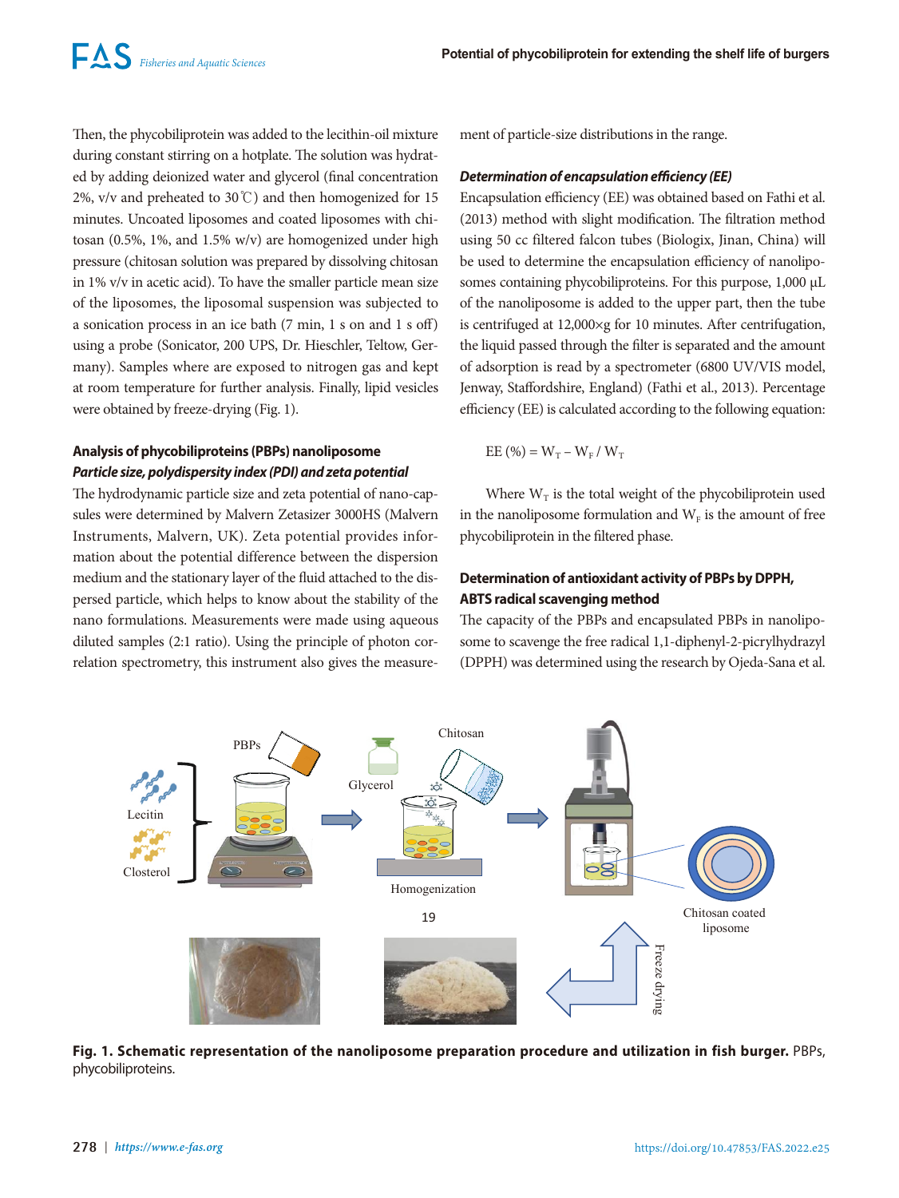Then, the phycobiliprotein was added to the lecithin-oil mixture during constant stirring on a hotplate. The solution was hydrated by adding deionized water and glycerol (final concentration 2%, v/v and preheated to 30℃) and then homogenized for 15 minutes. Uncoated liposomes and coated liposomes with chitosan (0.5%, 1%, and 1.5% w/v) are homogenized under high pressure (chitosan solution was prepared by dissolving chitosan in 1% v/v in acetic acid). To have the smaller particle mean size of the liposomes, the liposomal suspension was subjected to a sonication process in an ice bath (7 min, 1 s on and 1 s off) using a probe (Sonicator, 200 UPS, Dr. Hieschler, Teltow, Germany). Samples where are exposed to nitrogen gas and kept at room temperature for further analysis. Finally, lipid vesicles were obtained by freeze-drying (Fig. 1).

## Analysis of phycobiliproteins (PBPs) nanoliposome

### *Particle size, polydispersity index (PDI) and zeta potential*

The hydrodynamic particle size and zeta potential of nano-capsules were determined by Malvern Zetasizer 3000HS (Malvern Instruments, Malvern, UK). Zeta potential provides information about the potential difference between the dispersion medium and the stationary layer of the fluid attached to the dispersed particle, which helps to know about the stability of the nano formulations. Measurements were made using aqueous diluted samples (2:1 ratio). Using the principle of photon correlation spectrometry, this instrument also gives the measurement of particle-size distributions in the range.

### *Determination of encapsulation efficiency (EE)*

Encapsulation efficiency (EE) was obtained based on Fathi et al. (2013) method with slight modification. The filtration method using 50 cc filtered falcon tubes (Biologix, Jinan, China) will be used to determine the encapsulation efficiency of nanoliposomes containing phycobiliproteins. For this purpose, 1,000 μL of the nanoliposome is added to the upper part, then the tube is centrifuged at 12,000×g for 10 minutes. After centrifugation, the liquid passed through the filter is separated and the amount of adsorption is read by a spectrometer (6800 UV/VIS model, Jenway, Staffordshire, England) (Fathi et al., 2013). Percentage efficiency (EE) is calculated according to the following equation:

$$EE\ (\%) = W_T - W_F / W_T$$

Where $W_T$ is the total weight of the phycobiliprotein used in the nanoliposome formulation and $W_F$ is the amount of free phycobiliprotein in the filtered phase.

## Determination of antioxidant activity of PBPs by DPPH, ABTS radical scavenging method

The capacity of the PBPs and encapsulated PBPs in nanoliposome to scavenge the free radical 1,1-diphenyl-2-picrylhydrazyl (DPPH) was determined using the research by Ojeda-Sana et al.

**Fig. 1. Schematic representation of the nanoliposome preparation procedure and utilization in fish burger.** PBPs, phycobiliproteins.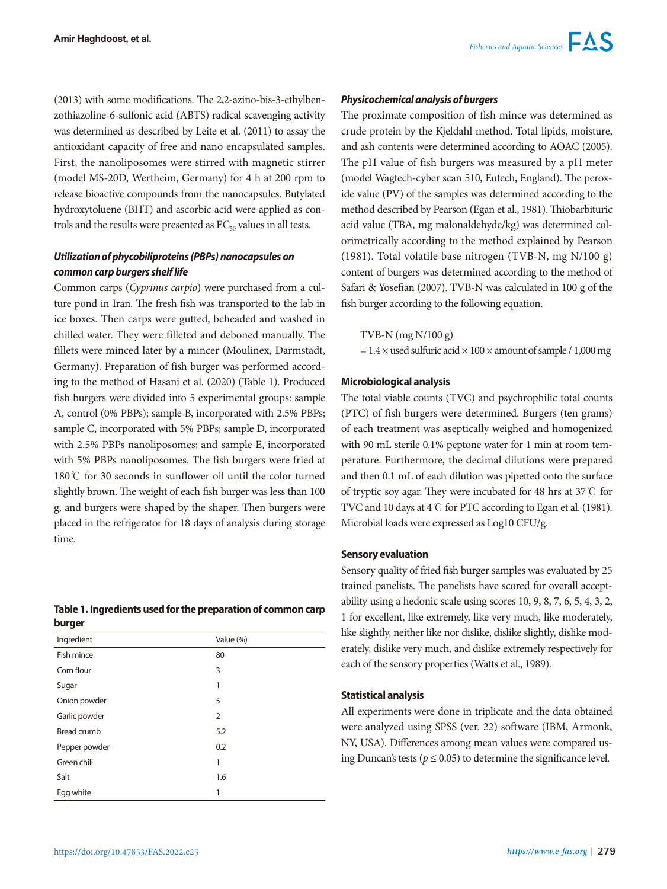(2013) with some modifications. The 2,2-azino-bis-3-ethylbenzothiazoline-6-sulfonic acid (ABTS) radical scavenging activity was determined as described by Leite et al. (2011) to assay the antioxidant capacity of free and nano encapsulated samples. First, the nanoliposomes were stirred with magnetic stirrer (model MS-20D, Wertheim, Germany) for 4 h at 200 rpm to release bioactive compounds from the nanocapsules. Butylated hydroxytoluene (BHT) and ascorbic acid were applied as controls and the results were presented as $EC_{50}$ values in all tests.

### *Utilization of phycobiliproteins (PBPs) nanocapsules on common carp burgers shelf life*

Common carps (*Cyprinus carpio*) were purchased from a culture pond in Iran. The fresh fish was transported to the lab in ice boxes. Then carps were gutted, beheaded and washed in chilled water. They were filleted and deboned manually. The fillets were minced later by a mincer (Moulinex, Darmstadt, Germany). Preparation of fish burger was performed according to the method of Hasani et al. (2020) (Table 1). Produced fish burgers were divided into 5 experimental groups: sample A, control (0% PBPs); sample B, incorporated with 2.5% PBPs; sample C, incorporated with 5% PBPs; sample D, incorporated with 2.5% PBPs nanoliposomes; and sample E, incorporated with 5% PBPs nanoliposomes. The fish burgers were fried at 180℃ for 30 seconds in sunflower oil until the color turned slightly brown. The weight of each fish burger was less than 100 g, and burgers were shaped by the shaper. Then burgers were placed in the refrigerator for 18 days of analysis during storage time.

**Table 1. Ingredients used for the preparation of common carp burger**

| Ingredient | Value (%) |
|---|---|
| Fish mince | 80 |
| Corn flour | 3 |
| Sugar | 1 |
| Onion powder | 5 |
| Garlic powder | 2 |
| Bread crumb | 5.2 |
| Pepper powder | 0.2 |
| Green chili | 1 |
| Salt | 1.6 |
| Egg white | 1 |

### *Physicochemical analysis of burgers*

The proximate composition of fish mince was determined as crude protein by the Kjeldahl method. Total lipids, moisture, and ash contents were determined according to AOAC (2005). The pH value of fish burgers was measured by a pH meter (model Wagtech-cyber scan 510, Eutech, England). The peroxide value (PV) of the samples was determined according to the method described by Pearson (Egan et al., 1981). Thiobarbituric acid value (TBA, mg malonaldehyde/kg) was determined colorimetrically according to the method explained by Pearson (1981). Total volatile base nitrogen (TVB-N, mg N/100 g) content of burgers was determined according to the method of Safari & Yosefian (2007). TVB-N was calculated in 100 g of the fish burger according to the following equation.

$$\text{TVB-N (mg N/100 g)} = 1.4 \times \text{used sulfuric acid} \times 100 \times \text{amount of sample} / 1{,}000 \text{ mg}$$

### Microbiological analysis

The total viable counts (TVC) and psychrophilic total counts (PTC) of fish burgers were determined. Burgers (ten grams) of each treatment was aseptically weighed and homogenized with 90 mL sterile 0.1% peptone water for 1 min at room temperature. Furthermore, the decimal dilutions were prepared and then 0.1 mL of each dilution was pipetted onto the surface of tryptic soy agar. They were incubated for 48 hrs at 37℃ for TVC and 10 days at 4℃ for PTC according to Egan et al. (1981). Microbial loads were expressed as Log10 CFU/g.

### Sensory evaluation

Sensory quality of fried fish burger samples was evaluated by 25 trained panelists. The panelists have scored for overall acceptability using a hedonic scale using scores 10, 9, 8, 7, 6, 5, 4, 3, 2, 1 for excellent, like extremely, like very much, like moderately, like slightly, neither like nor dislike, dislike slightly, dislike moderately, dislike very much, and dislike extremely respectively for each of the sensory properties (Watts et al., 1989).

### Statistical analysis

All experiments were done in triplicate and the data obtained were analyzed using SPSS (ver. 22) software (IBM, Armonk, NY, USA). Differences among mean values were compared using Duncan's tests ($p \leq 0.05$) to determine the significance level.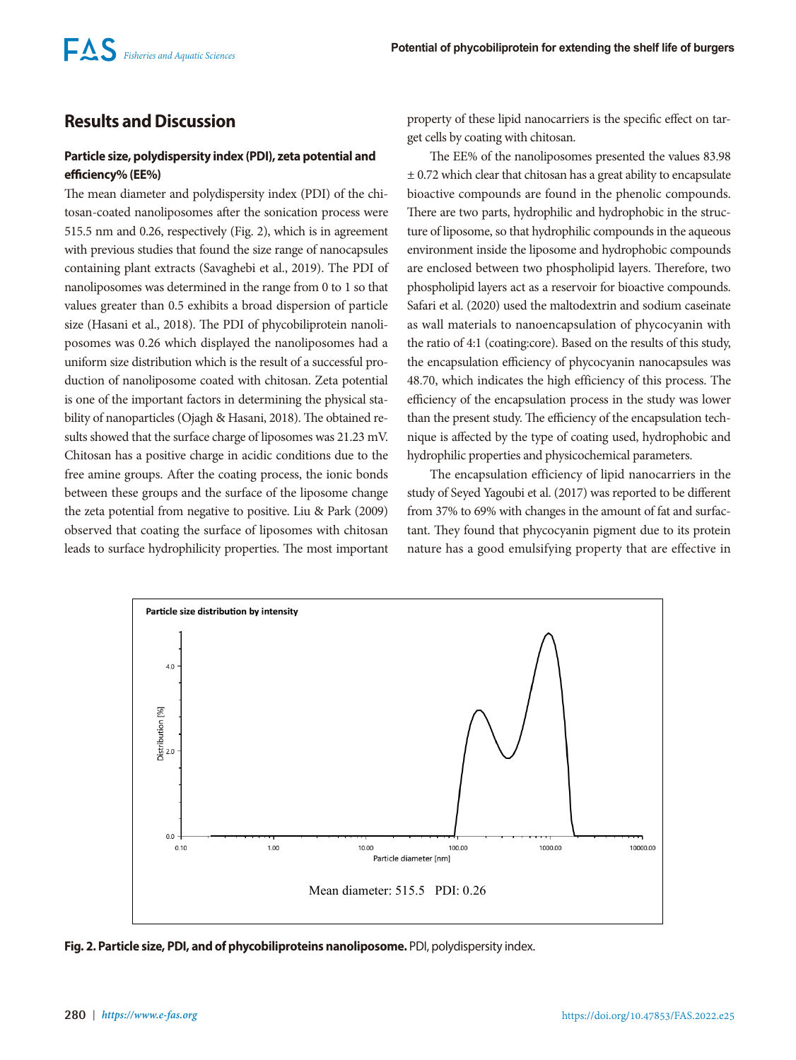## Results and Discussion

### Particle size, polydispersity index (PDI), zeta potential and efficiency% (EE%)

The mean diameter and polydispersity index (PDI) of the chitosan-coated nanoliposomes after the sonication process were 515.5 nm and 0.26, respectively (Fig. 2), which is in agreement with previous studies that found the size range of nanocapsules containing plant extracts (Savaghebi et al., 2019). The PDI of nanoliposomes was determined in the range from 0 to 1 so that values greater than 0.5 exhibits a broad dispersion of particle size (Hasani et al., 2018). The PDI of phycobiliprotein nanoliposomes was 0.26 which displayed the nanoliposomes had a uniform size distribution which is the result of a successful production of nanoliposome coated with chitosan. Zeta potential is one of the important factors in determining the physical stability of nanoparticles (Ojagh & Hasani, 2018). The obtained results showed that the surface charge of liposomes was 21.23 mV. Chitosan has a positive charge in acidic conditions due to the free amine groups. After the coating process, the ionic bonds between these groups and the surface of the liposome change the zeta potential from negative to positive. Liu & Park (2009) observed that coating the surface of liposomes with chitosan leads to surface hydrophilicity properties. The most important property of these lipid nanocarriers is the specific effect on target cells by coating with chitosan.

The EE% of the nanoliposomes presented the values 83.98 ± 0.72 which clear that chitosan has a great ability to encapsulate bioactive compounds are found in the phenolic compounds. There are two parts, hydrophilic and hydrophobic in the structure of liposome, so that hydrophilic compounds in the aqueous environment inside the liposome and hydrophobic compounds are enclosed between two phospholipid layers. Therefore, two phospholipid layers act as a reservoir for bioactive compounds. Safari et al. (2020) used the maltodextrin and sodium caseinate as wall materials to nanoencapsulation of phycocyanin with the ratio of 4:1 (coating:core). Based on the results of this study, the encapsulation efficiency of phycocyanin nanocapsules was 48.70, which indicates the high efficiency of this process. The efficiency of the encapsulation process in the study was lower than the present study. The efficiency of the encapsulation technique is affected by the type of coating used, hydrophobic and hydrophilic properties and physicochemical parameters.

The encapsulation efficiency of lipid nanocarriers in the study of Seyed Yagoubi et al. (2017) was reported to be different from 37% to 69% with changes in the amount of fat and surfactant. They found that phycocyanin pigment due to its protein nature has a good emulsifying property that are effective in

Particle size distribution by intensity

Mean diameter: 515.5 PDI: 0.26

**Fig. 2. Particle size, PDI, and of phycobiliproteins nanoliposome.** PDI, polydispersity index.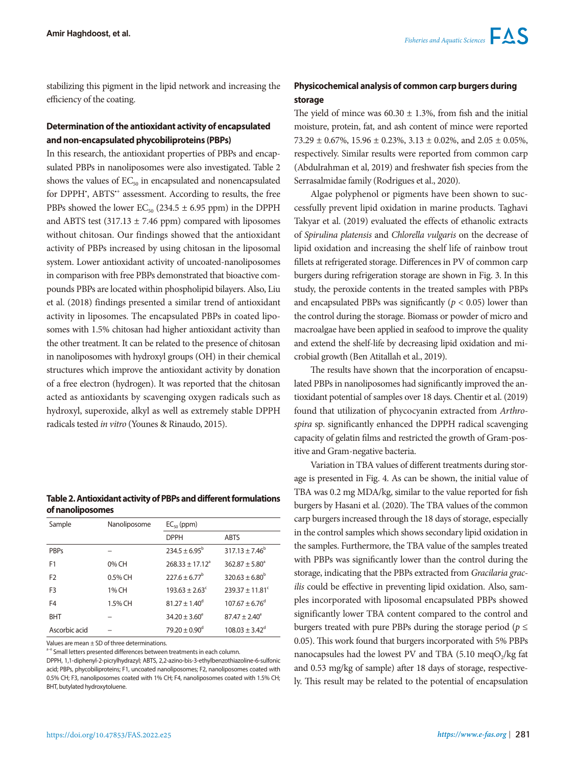stabilizing this pigment in the lipid network and increasing the efficiency of the coating.

### Determination of the antioxidant activity of encapsulated and non-encapsulated phycobiliproteins (PBPs)

In this research, the antioxidant properties of PBPs and encapsulated PBPs in nanoliposomes were also investigated. Table 2 shows the values of $EC_{50}$ in encapsulated and nonencapsulated for DPPH$^{\bullet}$, ABTS$^{\bullet+}$ assessment. According to results, the free PBPs showed the lower $EC_{50}$ (234.5 ± 6.95 ppm) in the DPPH and ABTS test (317.13 ± 7.46 ppm) compared with liposomes without chitosan. Our findings showed that the antioxidant activity of PBPs increased by using chitosan in the liposomal system. Lower antioxidant activity of uncoated-nanoliposomes in comparison with free PBPs demonstrated that bioactive compounds PBPs are located within phospholipid bilayers. Also, Liu et al. (2018) findings presented a similar trend of antioxidant activity in liposomes. The encapsulated PBPs in coated liposomes with 1.5% chitosan had higher antioxidant activity than the other treatment. It can be related to the presence of chitosan in nanoliposomes with hydroxyl groups (OH) in their chemical structures which improve the antioxidant activity by donation of a free electron (hydrogen). It was reported that the chitosan acted as antioxidants by scavenging oxygen radicals such as hydroxyl, superoxide, alkyl as well as extremely stable DPPH radicals tested *in vitro* (Younes & Rinaudo, 2015).

**Table 2. Antioxidant activity of PBPs and different formulations of nanoliposomes**

| Sample | Nanoliposome | $EC_{50}$ (ppm) | |
|---|---|---|---|
| | | DPPH | ABTS |
| PBPs | – | 234.5 ± 6.95$^{b}$ | 317.13 ± 7.46$^{b}$ |
| F1 | 0% CH | 268.33 ± 17.12$^{a}$ | 362.87 ± 5.80$^{a}$ |
| F2 | 0.5% CH | 227.6 ± 6.77$^{b}$ | 320.63 ± 6.80$^{b}$ |
| F3 | 1% CH | 193.63 ± 2.63$^{c}$ | 239.37 ± 11.81$^{c}$ |
| F4 | 1.5% CH | 81.27 ± 1.40$^{d}$ | 107.67 ± 6.76$^{d}$ |
| BHT | – | 34.20 ± 3.60$^{e}$ | 87.47 ± 2.40$^{e}$ |
| Ascorbic acid | – | 79.20 ± 0.90$^{d}$ | 108.03 ± 3.42$^{d}$ |

Values are mean ± SD of three determinations.

[a–e] Small letters presented differences between treatments in each column.

DPPH, 1,1-diphenyl-2-picrylhydrazyl; ABTS, 2,2-azino-bis-3-ethylbenzothiazoline-6-sulfonic acid; PBPs, phycobiliproteins; F1, uncoated nanoliposomes; F2, nanoliposomes coated with 0.5% CH; F3, nanoliposomes coated with 1% CH; F4, nanoliposomes coated with 1.5% CH; BHT, butylated hydroxytoluene.

### Physicochemical analysis of common carp burgers during storage

The yield of mince was 60.30 ± 1.3%, from fish and the initial moisture, protein, fat, and ash content of mince were reported 73.29 ± 0.67%, 15.96 ± 0.23%, 3.13 ± 0.02%, and 2.05 ± 0.05%, respectively. Similar results were reported from common carp (Abdulrahman et al, 2019) and freshwater fish species from the Serrasalmidae family (Rodrigues et al., 2020).

Algae polyphenol or pigments have been shown to successfully prevent lipid oxidation in marine products. Taghavi Takyar et al. (2019) evaluated the effects of ethanolic extracts of *Spirulina platensis* and *Chlorella vulgaris* on the decrease of lipid oxidation and increasing the shelf life of rainbow trout fillets at refrigerated storage. Differences in PV of common carp burgers during refrigeration storage are shown in Fig. 3. In this study, the peroxide contents in the treated samples with PBPs and encapsulated PBPs was significantly ($p < 0.05$) lower than the control during the storage. Biomass or powder of micro and macroalgae have been applied in seafood to improve the quality and extend the shelf-life by decreasing lipid oxidation and microbial growth (Ben Atitallah et al., 2019).

The results have shown that the incorporation of encapsulated PBPs in nanoliposomes had significantly improved the antioxidant potential of samples over 18 days. Chentir et al. (2019) found that utilization of phycocyanin extracted from *Arthrospira* sp. significantly enhanced the DPPH radical scavenging capacity of gelatin films and restricted the growth of Gram-positive and Gram-negative bacteria.

Variation in TBA values of different treatments during storage is presented in Fig. 4. As can be shown, the initial value of TBA was 0.2 mg MDA/kg, similar to the value reported for fish burgers by Hasani et al. (2020). The TBA values of the common carp burgers increased through the 18 days of storage, especially in the control samples which shows secondary lipid oxidation in the samples. Furthermore, the TBA value of the samples treated with PBPs was significantly lower than the control during the storage, indicating that the PBPs extracted from *Gracilaria gracilis* could be effective in preventing lipid oxidation. Also, samples incorporated with liposomal encapsulated PBPs showed significantly lower TBA content compared to the control and burgers treated with pure PBPs during the storage period ($p \leq 0.05$). This work found that burgers incorporated with 5% PBPs nanocapsules had the lowest PV and TBA (5.10 meq$O_2$/kg fat and 0.53 mg/kg of sample) after 18 days of storage, respectively. This result may be related to the potential of encapsulation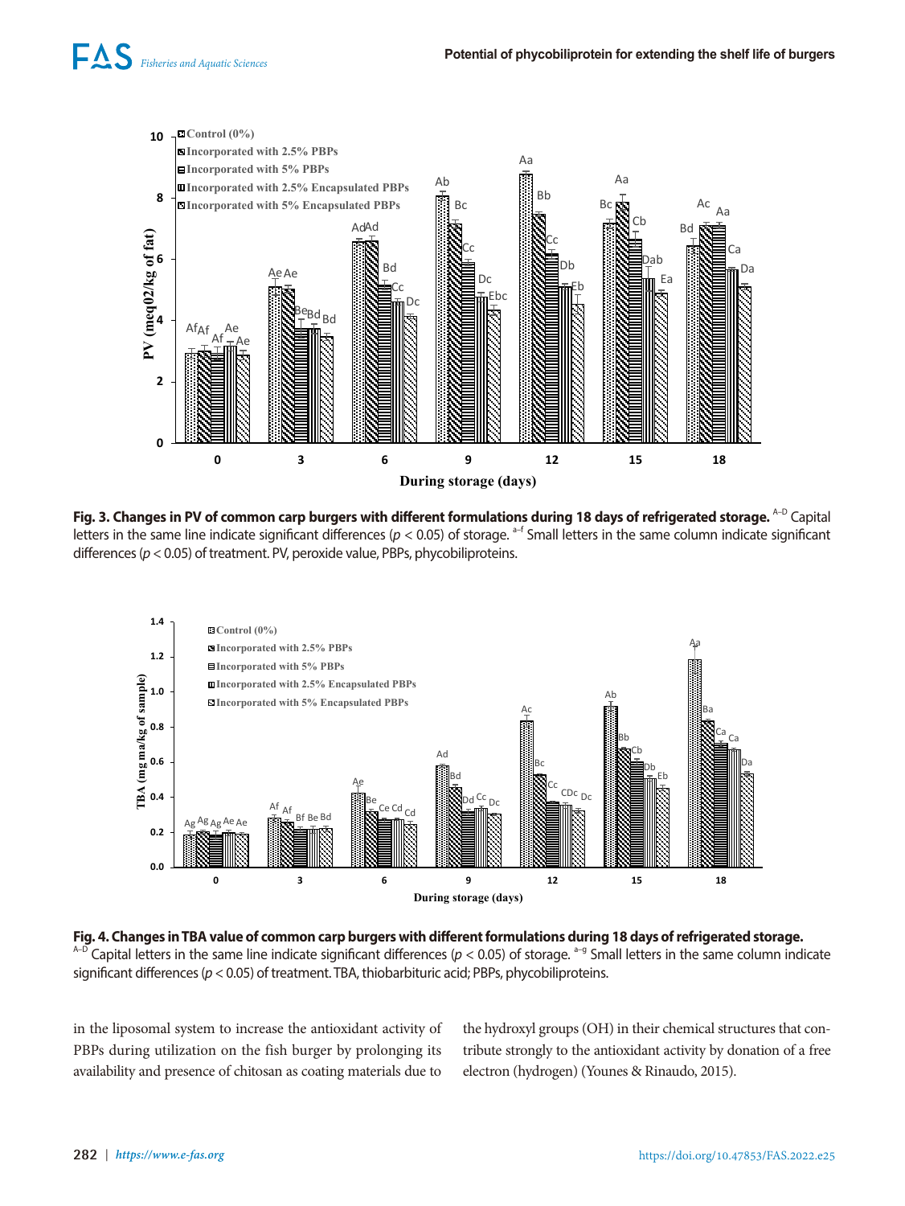**Fig. 3. Changes in PV of common carp burgers with different formulations during 18 days of refrigerated storage.** [A–D] Capital letters in the same line indicate significant differences ($p < 0.05$) of storage. [a–f] Small letters in the same column indicate significant differences ($p < 0.05$) of treatment. PV, peroxide value, PBPs, phycobiliproteins.

**Fig. 4. Changes in TBA value of common carp burgers with different formulations during 18 days of refrigerated storage.** [A–D] Capital letters in the same line indicate significant differences ($p < 0.05$) of storage. [a–g] Small letters in the same column indicate significant differences ($p < 0.05$) of treatment. TBA, thiobarbituric acid; PBPs, phycobiliproteins.

in the liposomal system to increase the antioxidant activity of PBPs during utilization on the fish burger by prolonging its availability and presence of chitosan as coating materials due to the hydroxyl groups (OH) in their chemical structures that contribute strongly to the antioxidant activity by donation of a free electron (hydrogen) (Younes & Rinaudo, 2015).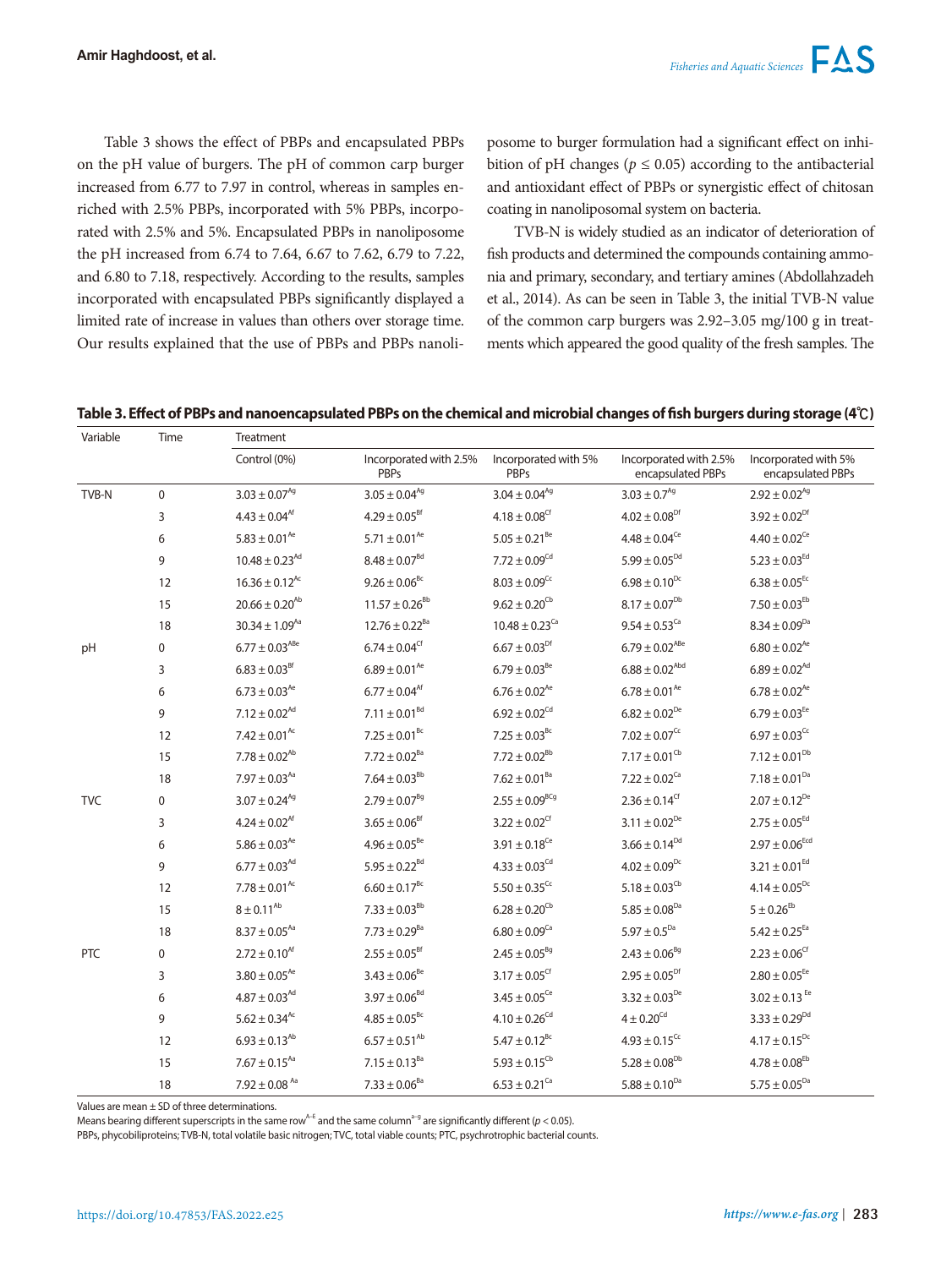Table 3 shows the effect of PBPs and encapsulated PBPs on the pH value of burgers. The pH of common carp burger increased from 6.77 to 7.97 in control, whereas in samples enriched with 2.5% PBPs, incorporated with 5% PBPs, incorporated with 2.5% and 5%. Encapsulated PBPs in nanoliposome the pH increased from 6.74 to 7.64, 6.67 to 7.62, 6.79 to 7.22, and 6.80 to 7.18, respectively. According to the results, samples incorporated with encapsulated PBPs significantly displayed a limited rate of increase in values than others over storage time. Our results explained that the use of PBPs and PBPs nanoliposome to burger formulation had a significant effect on inhibition of pH changes ($p \leq 0.05$) according to the antibacterial and antioxidant effect of PBPs or synergistic effect of chitosan coating in nanoliposomal system on bacteria.

TVB-N is widely studied as an indicator of deterioration of fish products and determined the compounds containing ammonia and primary, secondary, and tertiary amines (Abdollahzadeh et al., 2014). As can be seen in Table 3, the initial TVB-N value of the common carp burgers was 2.92–3.05 mg/100 g in treatments which appeared the good quality of the fresh samples. The

**Table 3. Effect of PBPs and nanoencapsulated PBPs on the chemical and microbial changes of fish burgers during storage (4℃)**

| Variable | Time | Treatment | | | | |
|---|---|---|---|---|---|---|
| | | Control (0%) | Incorporated with 2.5% PBPs | Incorporated with 5% PBPs | Incorporated with 2.5% encapsulated PBPs | Incorporated with 5% encapsulated PBPs |
| TVB-N | 0 | $3.03 \pm 0.07^{Ag}$ | $3.05 \pm 0.04^{Ag}$ | $3.04 \pm 0.04^{Ag}$ | $3.03 \pm 0.7^{Ag}$ | $2.92 \pm 0.02^{Ag}$ |
| | 3 | $4.43 \pm 0.04^{Af}$ | $4.29 \pm 0.05^{Bf}$ | $4.18 \pm 0.08^{Cf}$ | $4.02 \pm 0.08^{Df}$ | $3.92 \pm 0.02^{Df}$ |
| | 6 | $5.83 \pm 0.01^{Ae}$ | $5.71 \pm 0.01^{Ae}$ | $5.05 \pm 0.21^{Be}$ | $4.48 \pm 0.04^{Ce}$ | $4.40 \pm 0.02^{Ce}$ |
| | 9 | $10.48 \pm 0.23^{Ad}$ | $8.48 \pm 0.07^{Bd}$ | $7.72 \pm 0.09^{Cd}$ | $5.99 \pm 0.05^{Dd}$ | $5.23 \pm 0.03^{Ed}$ |
| | 12 | $16.36 \pm 0.12^{Ac}$ | $9.26 \pm 0.06^{Bc}$ | $8.03 \pm 0.09^{Cc}$ | $6.98 \pm 0.10^{Dc}$ | $6.38 \pm 0.05^{Ec}$ |
| | 15 | $20.66 \pm 0.20^{Ab}$ | $11.57 \pm 0.26^{Bb}$ | $9.62 \pm 0.20^{Cb}$ | $8.17 \pm 0.07^{Db}$ | $7.50 \pm 0.03^{Eb}$ |
| | 18 | $30.34 \pm 1.09^{Aa}$ | $12.76 \pm 0.22^{Ba}$ | $10.48 \pm 0.23^{Ca}$ | $9.54 \pm 0.53^{Ca}$ | $8.34 \pm 0.09^{Da}$ |
| pH | 0 | $6.77 \pm 0.03^{ABe}$ | $6.74 \pm 0.04^{Cf}$ | $6.67 \pm 0.03^{Df}$ | $6.79 \pm 0.02^{ABe}$ | $6.80 \pm 0.02^{Ae}$ |
| | 3 | $6.83 \pm 0.03^{Bf}$ | $6.89 \pm 0.01^{Ae}$ | $6.79 \pm 0.03^{Be}$ | $6.88 \pm 0.02^{Abd}$ | $6.89 \pm 0.02^{Ad}$ |
| | 6 | $6.73 \pm 0.03^{Ae}$ | $6.77 \pm 0.04^{Af}$ | $6.76 \pm 0.02^{Ae}$ | $6.78 \pm 0.01^{Ae}$ | $6.78 \pm 0.02^{Ae}$ |
| | 9 | $7.12 \pm 0.02^{Ad}$ | $7.11 \pm 0.01^{Bd}$ | $6.92 \pm 0.02^{Cd}$ | $6.82 \pm 0.02^{De}$ | $6.79 \pm 0.03^{Ee}$ |
| | 12 | $7.42 \pm 0.01^{Ac}$ | $7.25 \pm 0.01^{Bc}$ | $7.25 \pm 0.03^{Bc}$ | $7.02 \pm 0.07^{Cc}$ | $6.97 \pm 0.03^{Cc}$ |
| | 15 | $7.78 \pm 0.02^{Ab}$ | $7.72 \pm 0.02^{Ba}$ | $7.72 \pm 0.02^{Bb}$ | $7.17 \pm 0.01^{Cb}$ | $7.12 \pm 0.01^{Db}$ |
| | 18 | $7.97 \pm 0.03^{Aa}$ | $7.64 \pm 0.03^{Bb}$ | $7.62 \pm 0.01^{Ba}$ | $7.22 \pm 0.02^{Ca}$ | $7.18 \pm 0.01^{Da}$ |
| TVC | 0 | $3.07 \pm 0.24^{Ag}$ | $2.79 \pm 0.07^{Bg}$ | $2.55 \pm 0.09^{BCg}$ | $2.36 \pm 0.14^{Cf}$ | $2.07 \pm 0.12^{De}$ |
| | 3 | $4.24 \pm 0.02^{Af}$ | $3.65 \pm 0.06^{Bf}$ | $3.22 \pm 0.02^{Cf}$ | $3.11 \pm 0.02^{De}$ | $2.75 \pm 0.05^{Ed}$ |
| | 6 | $5.86 \pm 0.03^{Ae}$ | $4.96 \pm 0.05^{Be}$ | $3.91 \pm 0.18^{Ce}$ | $3.66 \pm 0.14^{Dd}$ | $2.97 \pm 0.06^{Ecd}$ |
| | 9 | $6.77 \pm 0.03^{Ad}$ | $5.95 \pm 0.22^{Bd}$ | $4.33 \pm 0.03^{Cd}$ | $4.02 \pm 0.09^{Dc}$ | $3.21 \pm 0.01^{Ed}$ |
| | 12 | $7.78 \pm 0.01^{Ac}$ | $6.60 \pm 0.17^{Bc}$ | $5.50 \pm 0.35^{Cc}$ | $5.18 \pm 0.03^{Cb}$ | $4.14 \pm 0.05^{Dc}$ |
| | 15 | $8 \pm 0.11^{Ab}$ | $7.33 \pm 0.03^{Bb}$ | $6.28 \pm 0.20^{Cb}$ | $5.85 \pm 0.08^{Da}$ | $5 \pm 0.26^{Eb}$ |
| | 18 | $8.37 \pm 0.05^{Aa}$ | $7.73 \pm 0.29^{Ba}$ | $6.80 \pm 0.09^{Ca}$ | $5.97 \pm 0.5^{Da}$ | $5.42 \pm 0.25^{Ea}$ |
| PTC | 0 | $2.72 \pm 0.10^{Af}$ | $2.55 \pm 0.05^{Bf}$ | $2.45 \pm 0.05^{Bg}$ | $2.43 \pm 0.06^{Bg}$ | $2.23 \pm 0.06^{Cf}$ |
| | 3 | $3.80 \pm 0.05^{Ae}$ | $3.43 \pm 0.06^{Be}$ | $3.17 \pm 0.05^{Cf}$ | $2.95 \pm 0.05^{Df}$ | $2.80 \pm 0.05^{Ee}$ |
| | 6 | $4.87 \pm 0.03^{Ad}$ | $3.97 \pm 0.06^{Bd}$ | $3.45 \pm 0.05^{Ce}$ | $3.32 \pm 0.03^{De}$ | $3.02 \pm 0.13^{Ee}$ |
| | 9 | $5.62 \pm 0.34^{Ac}$ | $4.85 \pm 0.05^{Bc}$ | $4.10 \pm 0.26^{Cd}$ | $4 \pm 0.20^{Cd}$ | $3.33 \pm 0.29^{Dd}$ |
| | 12 | $6.93 \pm 0.13^{Ab}$ | $6.57 \pm 0.51^{Ab}$ | $5.47 \pm 0.12^{Bc}$ | $4.93 \pm 0.15^{Cc}$ | $4.17 \pm 0.15^{Dc}$ |
| | 15 | $7.67 \pm 0.15^{Aa}$ | $7.15 \pm 0.13^{Ba}$ | $5.93 \pm 0.15^{Cb}$ | $5.28 \pm 0.08^{Db}$ | $4.78 \pm 0.08^{Eb}$ |
| | 18 | $7.92 \pm 0.08^{Aa}$ | $7.33 \pm 0.06^{Ba}$ | $6.53 \pm 0.21^{Ca}$ | $5.88 \pm 0.10^{Da}$ | $5.75 \pm 0.05^{Da}$ |

Values are mean ± SD of three determinations.

Means bearing different superscripts in the same row$^{A–E}$ and the same column$^{a–g}$ are significantly different ($p < 0.05$).

PBPs, phycobiliproteins; TVB-N, total volatile basic nitrogen; TVC, total viable counts; PTC, psychrotrophic bacterial counts.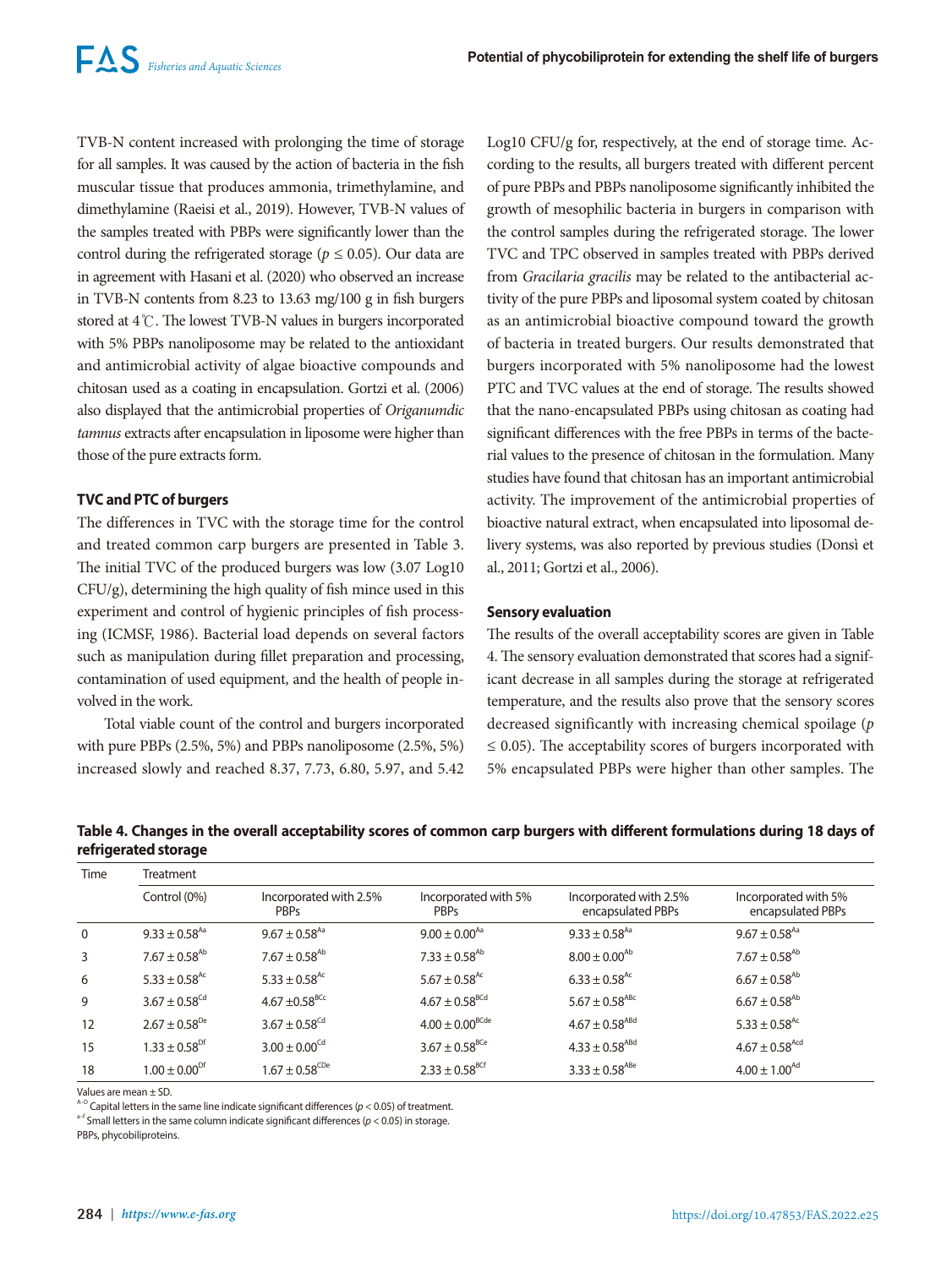TVB-N content increased with prolonging the time of storage for all samples. It was caused by the action of bacteria in the fish muscular tissue that produces ammonia, trimethylamine, and dimethylamine (Raeisi et al., 2019). However, TVB-N values of the samples treated with PBPs were significantly lower than the control during the refrigerated storage ($p \leq 0.05$). Our data are in agreement with Hasani et al. (2020) who observed an increase in TVB-N contents from 8.23 to 13.63 mg/100 g in fish burgers stored at 4℃. The lowest TVB-N values in burgers incorporated with 5% PBPs nanoliposome may be related to the antioxidant and antimicrobial activity of algae bioactive compounds and chitosan used as a coating in encapsulation. Gortzi et al. (2006) also displayed that the antimicrobial properties of *Origanumdic tamnus* extracts after encapsulation in liposome were higher than those of the pure extracts form.

### TVC and PTC of burgers

The differences in TVC with the storage time for the control and treated common carp burgers are presented in Table 3. The initial TVC of the produced burgers was low (3.07 Log10 CFU/g), determining the high quality of fish mince used in this experiment and control of hygienic principles of fish processing (ICMSF, 1986). Bacterial load depends on several factors such as manipulation during fillet preparation and processing, contamination of used equipment, and the health of people involved in the work.

Total viable count of the control and burgers incorporated with pure PBPs (2.5%, 5%) and PBPs nanoliposome (2.5%, 5%) increased slowly and reached 8.37, 7.73, 6.80, 5.97, and 5.42 Log10 CFU/g for, respectively, at the end of storage time. According to the results, all burgers treated with different percent of pure PBPs and PBPs nanoliposome significantly inhibited the growth of mesophilic bacteria in burgers in comparison with the control samples during the refrigerated storage. The lower TVC and TPC observed in samples treated with PBPs derived from *Gracilaria gracilis* may be related to the antibacterial activity of the pure PBPs and liposomal system coated by chitosan as an antimicrobial bioactive compound toward the growth of bacteria in treated burgers. Our results demonstrated that burgers incorporated with 5% nanoliposome had the lowest PTC and TVC values at the end of storage. The results showed that the nano-encapsulated PBPs using chitosan as coating had significant differences with the free PBPs in terms of the bacterial values to the presence of chitosan in the formulation. Many studies have found that chitosan has an important antimicrobial activity. The improvement of the antimicrobial properties of bioactive natural extract, when encapsulated into liposomal delivery systems, was also reported by previous studies (Donsì et al., 2011; Gortzi et al., 2006).

### Sensory evaluation

The results of the overall acceptability scores are given in Table 4. The sensory evaluation demonstrated that scores had a significant decrease in all samples during the storage at refrigerated temperature, and the results also prove that the sensory scores decreased significantly with increasing chemical spoilage ($p \leq 0.05$). The acceptability scores of burgers incorporated with 5% encapsulated PBPs were higher than other samples. The

**Table 4. Changes in the overall acceptability scores of common carp burgers with different formulations during 18 days of refrigerated storage**

| Time | Treatment | | | | |
|---|---|---|---|---|---|
| | Control (0%) | Incorporated with 2.5% PBPs | Incorporated with 5% PBPs | Incorporated with 2.5% encapsulated PBPs | Incorporated with 5% encapsulated PBPs |
| 0 | 9.33 ± 0.58$^{Aa}$ | 9.67 ± 0.58$^{Aa}$ | 9.00 ± 0.00$^{Aa}$ | 9.33 ± 0.58$^{Aa}$ | 9.67 ± 0.58$^{Aa}$ |
| 3 | 7.67 ± 0.58$^{Ab}$ | 7.67 ± 0.58$^{Ab}$ | 7.33 ± 0.58$^{Ab}$ | 8.00 ± 0.00$^{Ab}$ | 7.67 ± 0.58$^{Ab}$ |
| 6 | 5.33 ± 0.58$^{Ac}$ | 5.33 ± 0.58$^{Ac}$ | 5.67 ± 0.58$^{Ac}$ | 6.33 ± 0.58$^{Ac}$ | 6.67 ± 0.58$^{Ab}$ |
| 9 | 3.67 ± 0.58$^{Cd}$ | 4.67 ±0.58$^{BCc}$ | 4.67 ± 0.58$^{BCd}$ | 5.67 ± 0.58$^{ABc}$ | 6.67 ± 0.58$^{Ab}$ |
| 12 | 2.67 ± 0.58$^{De}$ | 3.67 ± 0.58$^{Cd}$ | 4.00 ± 0.00$^{BCde}$ | 4.67 ± 0.58$^{ABd}$ | 5.33 ± 0.58$^{Ac}$ |
| 15 | 1.33 ± 0.58$^{Df}$ | 3.00 ± 0.00$^{Cd}$ | 3.67 ± 0.58$^{BCe}$ | 4.33 ± 0.58$^{ABd}$ | 4.67 ± 0.58$^{Acd}$ |
| 18 | 1.00 ± 0.00$^{Df}$ | 1.67 ± 0.58$^{CDe}$ | 2.33 ± 0.58$^{BCf}$ | 3.33 ± 0.58$^{ABe}$ | 4.00 ± 1.00$^{Ad}$ |

Values are mean ± SD.

$^{A-D}$ Capital letters in the same line indicate significant differences ($p < 0.05$) of treatment.

$^{a-f}$ Small letters in the same column indicate significant differences ($p < 0.05$) in storage.

PBPs, phycobiliproteins.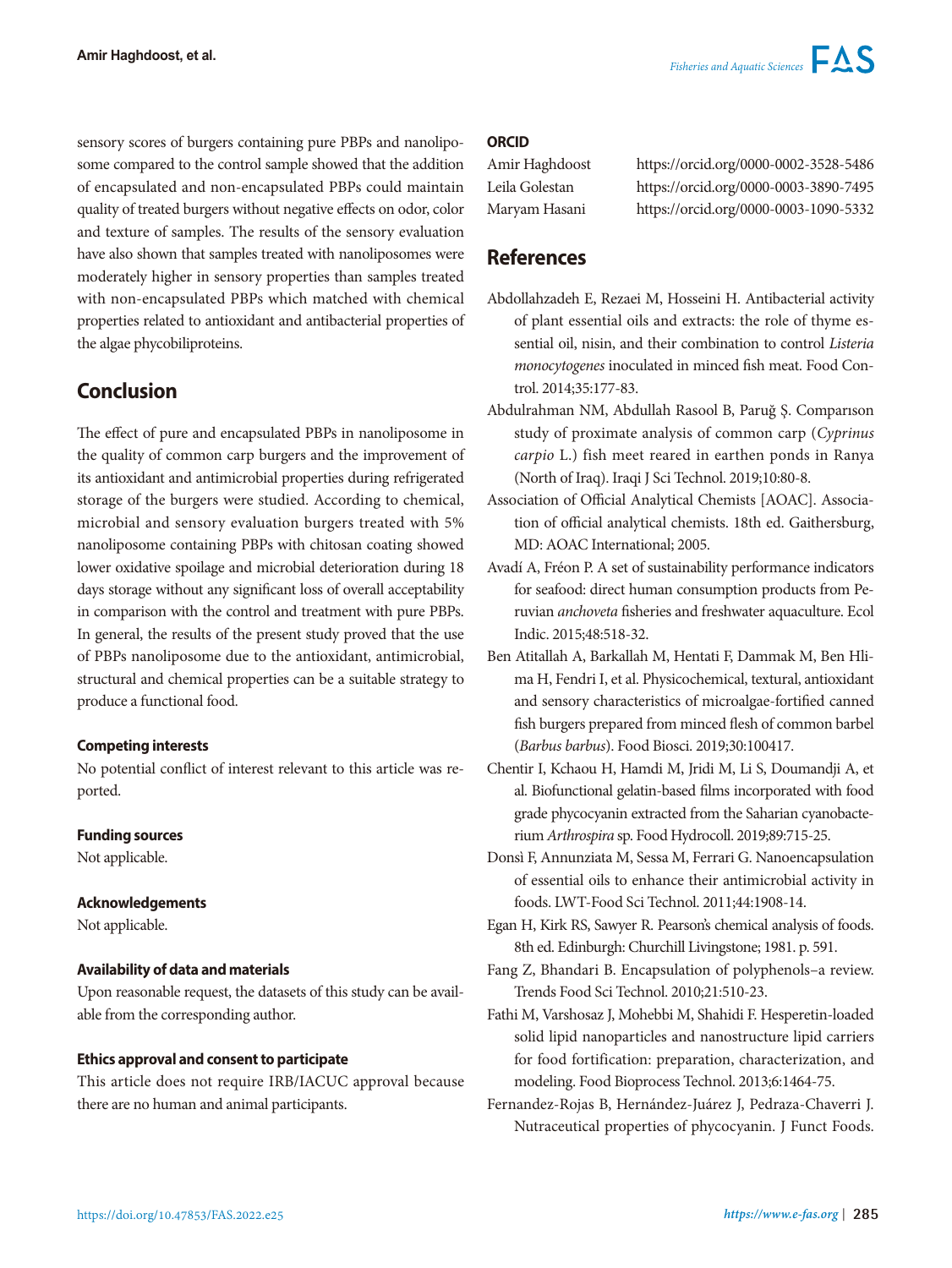sensory scores of burgers containing pure PBPs and nanoliposome compared to the control sample showed that the addition of encapsulated and non-encapsulated PBPs could maintain quality of treated burgers without negative effects on odor, color and texture of samples. The results of the sensory evaluation have also shown that samples treated with nanoliposomes were moderately higher in sensory properties than samples treated with non-encapsulated PBPs which matched with chemical properties related to antioxidant and antibacterial properties of the algae phycobiliproteins.

## Conclusion

The effect of pure and encapsulated PBPs in nanoliposome in the quality of common carp burgers and the improvement of its antioxidant and antimicrobial properties during refrigerated storage of the burgers were studied. According to chemical, microbial and sensory evaluation burgers treated with 5% nanoliposome containing PBPs with chitosan coating showed lower oxidative spoilage and microbial deterioration during 18 days storage without any significant loss of overall acceptability in comparison with the control and treatment with pure PBPs. In general, the results of the present study proved that the use of PBPs nanoliposome due to the antioxidant, antimicrobial, structural and chemical properties can be a suitable strategy to produce a functional food.

### Competing interests

No potential conflict of interest relevant to this article was reported.

### Funding sources

Not applicable.

### Acknowledgements

Not applicable.

### Availability of data and materials

Upon reasonable request, the datasets of this study can be available from the corresponding author.

### Ethics approval and consent to participate

This article does not require IRB/IACUC approval because there are no human and animal participants.

### ORCID

Amir Haghdoost https://orcid.org/0000-0002-3528-5486
Leila Golestan https://orcid.org/0000-0003-3890-7495
Maryam Hasani https://orcid.org/0000-0003-1090-5332

## References

Abdollahzadeh E, Rezaei M, Hosseini H. Antibacterial activity of plant essential oils and extracts: the role of thyme essential oil, nisin, and their combination to control *Listeria monocytogenes* inoculated in minced fish meat. Food Control. 2014;35:177-83.

Abdulrahman NM, Abdullah Rasool B, Paruğ Ş. Comparıson study of proximate analysis of common carp (*Cyprinus carpio* L.) fish meet reared in earthen ponds in Ranya (North of Iraq). Iraqi J Sci Technol. 2019;10:80-8.

Association of Official Analytical Chemists [AOAC]. Association of official analytical chemists. 18th ed. Gaithersburg, MD: AOAC International; 2005.

Avadí A, Fréon P. A set of sustainability performance indicators for seafood: direct human consumption products from Peruvian *anchoveta* fisheries and freshwater aquaculture. Ecol Indic. 2015;48:518-32.

Ben Atitallah A, Barkallah M, Hentati F, Dammak M, Ben Hlima H, Fendri I, et al. Physicochemical, textural, antioxidant and sensory characteristics of microalgae-fortified canned fish burgers prepared from minced flesh of common barbel (*Barbus barbus*). Food Biosci. 2019;30:100417.

Chentir I, Kchaou H, Hamdi M, Jridi M, Li S, Doumandji A, et al. Biofunctional gelatin-based films incorporated with food grade phycocyanin extracted from the Saharian cyanobacterium *Arthrospira* sp. Food Hydrocoll. 2019;89:715-25.

Donsì F, Annunziata M, Sessa M, Ferrari G. Nanoencapsulation of essential oils to enhance their antimicrobial activity in foods. LWT-Food Sci Technol. 2011;44:1908-14.

Egan H, Kirk RS, Sawyer R. Pearson's chemical analysis of foods. 8th ed. Edinburgh: Churchill Livingstone; 1981. p. 591.

Fang Z, Bhandari B. Encapsulation of polyphenols–a review. Trends Food Sci Technol. 2010;21:510-23.

Fathi M, Varshosaz J, Mohebbi M, Shahidi F. Hesperetin-loaded solid lipid nanoparticles and nanostructure lipid carriers for food fortification: preparation, characterization, and modeling. Food Bioprocess Technol. 2013;6:1464-75.

Fernandez-Rojas B, Hernández-Juárez J, Pedraza-Chaverri J. Nutraceutical properties of phycocyanin. J Funct Foods.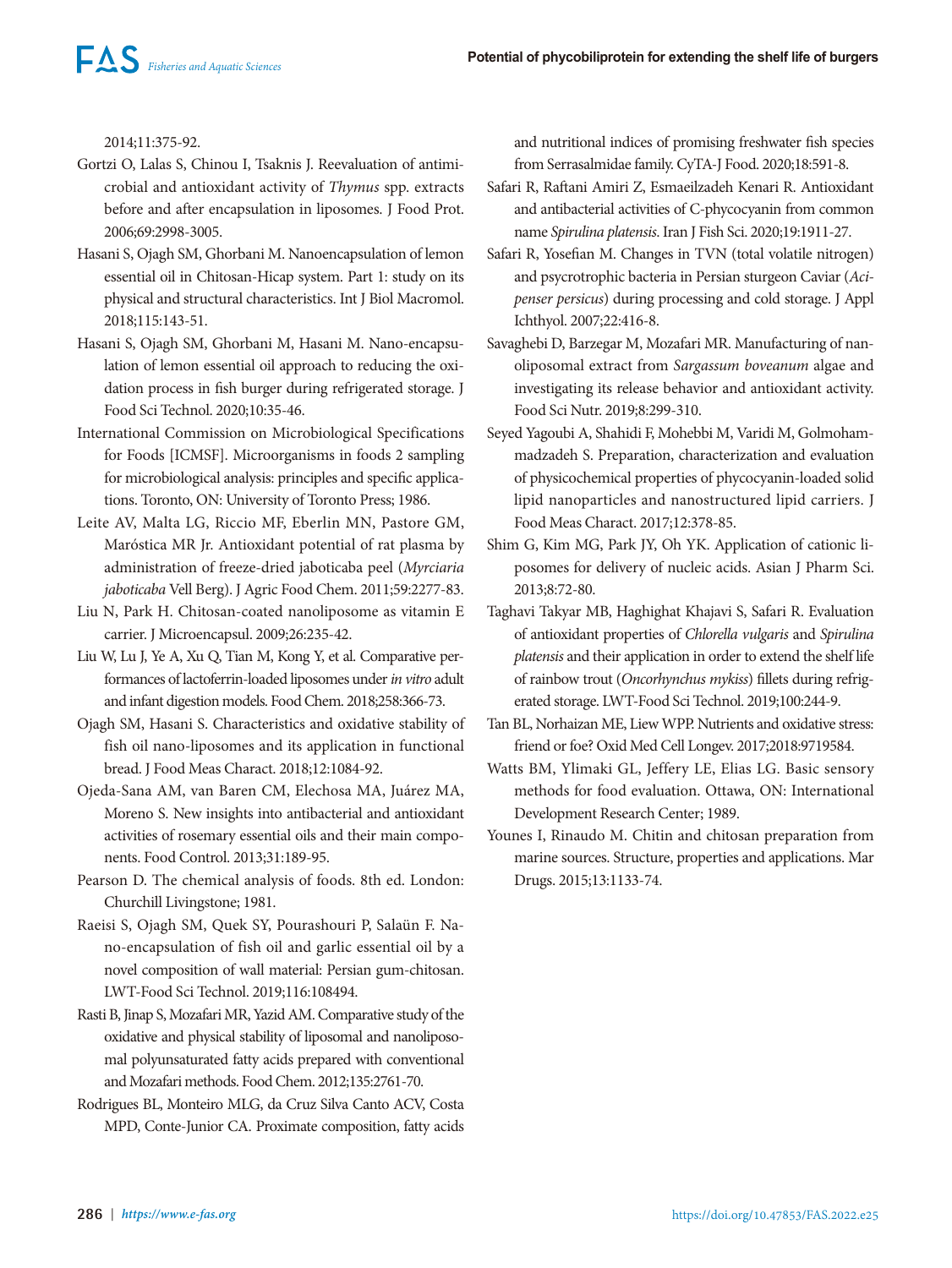2014;11:375-92.

Gortzi O, Lalas S, Chinou I, Tsaknis J. Reevaluation of antimicrobial and antioxidant activity of *Thymus* spp. extracts before and after encapsulation in liposomes. J Food Prot. 2006;69:2998-3005.

Hasani S, Ojagh SM, Ghorbani M. Nanoencapsulation of lemon essential oil in Chitosan-Hicap system. Part 1: study on its physical and structural characteristics. Int J Biol Macromol. 2018;115:143-51.

Hasani S, Ojagh SM, Ghorbani M, Hasani M. Nano-encapsulation of lemon essential oil approach to reducing the oxidation process in fish burger during refrigerated storage. J Food Sci Technol. 2020;10:35-46.

International Commission on Microbiological Specifications for Foods [ICMSF]. Microorganisms in foods 2 sampling for microbiological analysis: principles and specific applications. Toronto, ON: University of Toronto Press; 1986.

Leite AV, Malta LG, Riccio MF, Eberlin MN, Pastore GM, Maróstica MR Jr. Antioxidant potential of rat plasma by administration of freeze-dried jaboticaba peel (*Myrciaria jaboticaba* Vell Berg). J Agric Food Chem. 2011;59:2277-83.

Liu N, Park H. Chitosan-coated nanoliposome as vitamin E carrier. J Microencapsul. 2009;26:235-42.

Liu W, Lu J, Ye A, Xu Q, Tian M, Kong Y, et al. Comparative performances of lactoferrin-loaded liposomes under *in vitro* adult and infant digestion models. Food Chem. 2018;258:366-73.

Ojagh SM, Hasani S. Characteristics and oxidative stability of fish oil nano-liposomes and its application in functional bread. J Food Meas Charact. 2018;12:1084-92.

Ojeda-Sana AM, van Baren CM, Elechosa MA, Juárez MA, Moreno S. New insights into antibacterial and antioxidant activities of rosemary essential oils and their main components. Food Control. 2013;31:189-95.

Pearson D. The chemical analysis of foods. 8th ed. London: Churchill Livingstone; 1981.

Raeisi S, Ojagh SM, Quek SY, Pourashouri P, Salaün F. Nano-encapsulation of fish oil and garlic essential oil by a novel composition of wall material: Persian gum-chitosan. LWT-Food Sci Technol. 2019;116:108494.

Rasti B, Jinap S, Mozafari MR, Yazid AM. Comparative study of the oxidative and physical stability of liposomal and nanoliposomal polyunsaturated fatty acids prepared with conventional and Mozafari methods. Food Chem. 2012;135:2761-70.

Rodrigues BL, Monteiro MLG, da Cruz Silva Canto ACV, Costa MPD, Conte-Junior CA. Proximate composition, fatty acids and nutritional indices of promising freshwater fish species from Serrasalmidae family. CyTA-J Food. 2020;18:591-8.

Safari R, Raftani Amiri Z, Esmaeilzadeh Kenari R. Antioxidant and antibacterial activities of C-phycocyanin from common name *Spirulina platensis*. Iran J Fish Sci. 2020;19:1911-27.

Safari R, Yosefian M. Changes in TVN (total volatile nitrogen) and psycrotrophic bacteria in Persian sturgeon Caviar (*Acipenser persicus*) during processing and cold storage. J Appl Ichthyol. 2007;22:416-8.

Savaghebi D, Barzegar M, Mozafari MR. Manufacturing of nanoliposomal extract from *Sargassum boveanum* algae and investigating its release behavior and antioxidant activity. Food Sci Nutr. 2019;8:299-310.

Seyed Yagoubi A, Shahidi F, Mohebbi M, Varidi M, Golmohammadzadeh S. Preparation, characterization and evaluation of physicochemical properties of phycocyanin-loaded solid lipid nanoparticles and nanostructured lipid carriers. J Food Meas Charact. 2017;12:378-85.

Shim G, Kim MG, Park JY, Oh YK. Application of cationic liposomes for delivery of nucleic acids. Asian J Pharm Sci. 2013;8:72-80.

Taghavi Takyar MB, Haghighat Khajavi S, Safari R. Evaluation of antioxidant properties of *Chlorella vulgaris* and *Spirulina platensis* and their application in order to extend the shelf life of rainbow trout (*Oncorhynchus mykiss*) fillets during refrigerated storage. LWT-Food Sci Technol. 2019;100:244-9.

Tan BL, Norhaizan ME, Liew WPP. Nutrients and oxidative stress: friend or foe? Oxid Med Cell Longev. 2017;2018:9719584.

Watts BM, Ylimaki GL, Jeffery LE, Elias LG. Basic sensory methods for food evaluation. Ottawa, ON: International Development Research Center; 1989.

Younes I, Rinaudo M. Chitin and chitosan preparation from marine sources. Structure, properties and applications. Mar Drugs. 2015;13:1133-74.